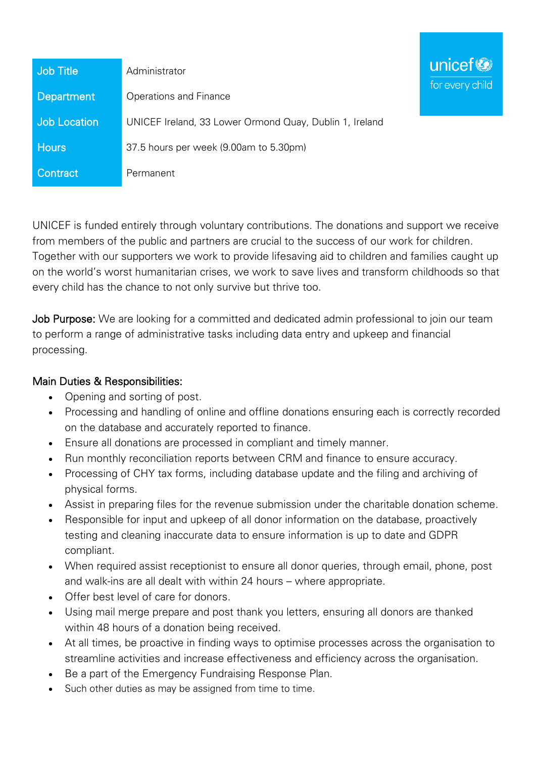| Job Title | Administrator |
| --- | --- |
| Department | Operations and Finance |
| Job Location | UNICEF Ireland, 33 Lower Ormond Quay, Dublin 1, Ireland |
| Hours | 37.5 hours per week (9.00am to 5.30pm) |
| Contract | Permanent |

unicef for every child

UNICEF is funded entirely through voluntary contributions. The donations and support we receive from members of the public and partners are crucial to the success of our work for children. Together with our supporters we work to provide lifesaving aid to children and families caught up on the world's worst humanitarian crises, we work to save lives and transform childhoods so that every child has the chance to not only survive but thrive too.

**Job Purpose:** We are looking for a committed and dedicated admin professional to join our team to perform a range of administrative tasks including data entry and upkeep and financial processing.

**Main Duties & Responsibilities:**

- Opening and sorting of post.
- Processing and handling of online and offline donations ensuring each is correctly recorded on the database and accurately reported to finance.
- Ensure all donations are processed in compliant and timely manner.
- Run monthly reconciliation reports between CRM and finance to ensure accuracy.
- Processing of CHY tax forms, including database update and the filing and archiving of physical forms.
- Assist in preparing files for the revenue submission under the charitable donation scheme.
- Responsible for input and upkeep of all donor information on the database, proactively testing and cleaning inaccurate data to ensure information is up to date and GDPR compliant.
- When required assist receptionist to ensure all donor queries, through email, phone, post and walk-ins are all dealt with within 24 hours – where appropriate.
- Offer best level of care for donors.
- Using mail merge prepare and post thank you letters, ensuring all donors are thanked within 48 hours of a donation being received.
- At all times, be proactive in finding ways to optimise processes across the organisation to streamline activities and increase effectiveness and efficiency across the organisation.
- Be a part of the Emergency Fundraising Response Plan.
- Such other duties as may be assigned from time to time.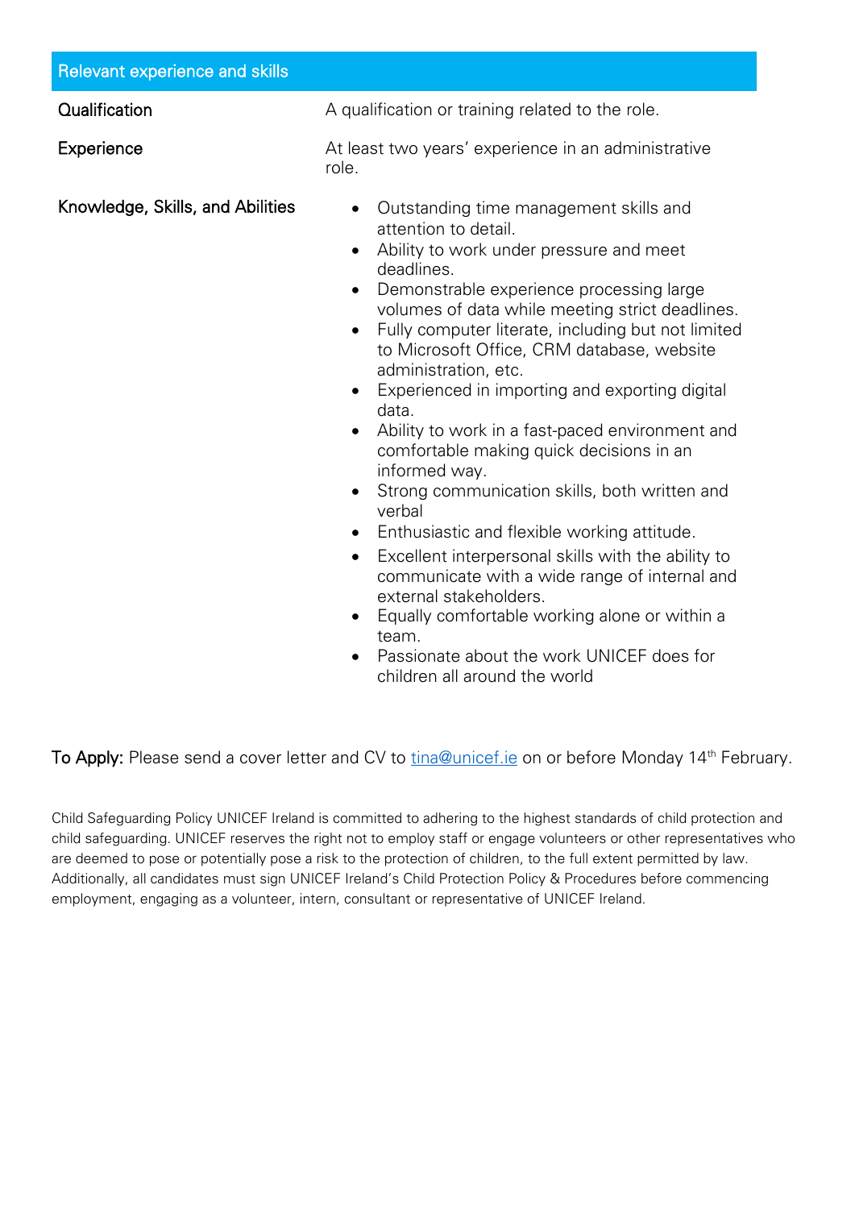| Relevant experience and skills | |
|---|---|
| Qualification | A qualification or training related to the role. |
| Experience | At least two years' experience in an administrative role. |
| Knowledge, Skills, and Abilities | • Outstanding time management skills and attention to detail.<br>• Ability to work under pressure and meet deadlines.<br>• Demonstrable experience processing large volumes of data while meeting strict deadlines.<br>• Fully computer literate, including but not limited to Microsoft Office, CRM database, website administration, etc.<br>• Experienced in importing and exporting digital data.<br>• Ability to work in a fast-paced environment and comfortable making quick decisions in an informed way.<br>• Strong communication skills, both written and verbal<br>• Enthusiastic and flexible working attitude.<br>• Excellent interpersonal skills with the ability to communicate with a wide range of internal and external stakeholders.<br>• Equally comfortable working alone or within a team.<br>• Passionate about the work UNICEF does for children all around the world |

**To Apply:** Please send a cover letter and CV to tina@unicef.ie on or before Monday 14th February.

Child Safeguarding Policy UNICEF Ireland is committed to adhering to the highest standards of child protection and child safeguarding. UNICEF reserves the right not to employ staff or engage volunteers or other representatives who are deemed to pose or potentially pose a risk to the protection of children, to the full extent permitted by law. Additionally, all candidates must sign UNICEF Ireland's Child Protection Policy & Procedures before commencing employment, engaging as a volunteer, intern, consultant or representative of UNICEF Ireland.